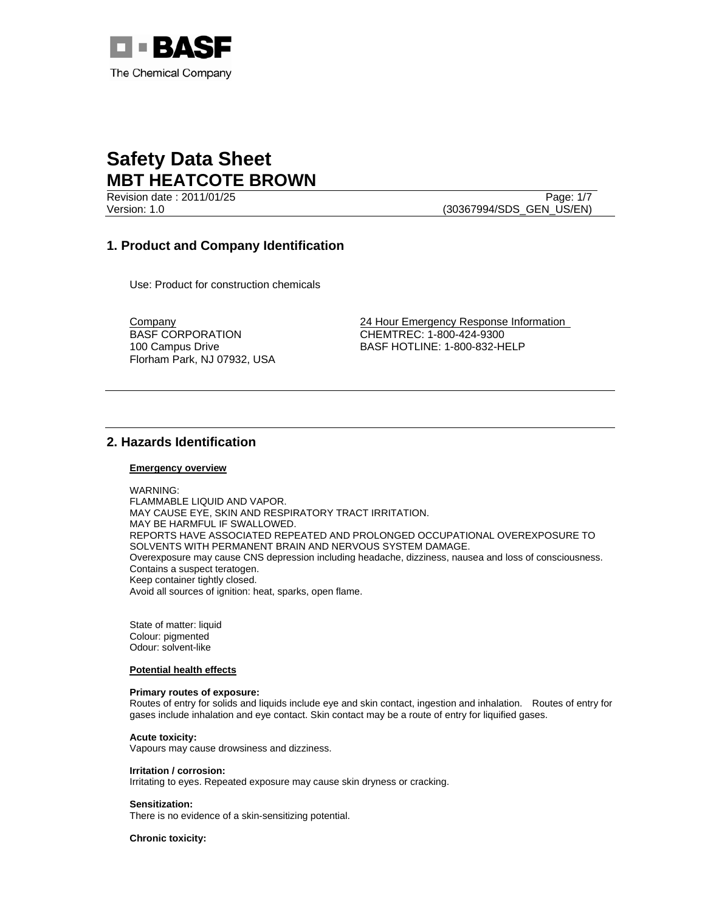BASF
The Chemical Company

# Safety Data Sheet
# MBT HEATCOTE BROWN

Revision date : 2011/01/25
Version: 1.0 (30367994/SDS_GEN_US/EN)

## 1. Product and Company Identification

Use: Product for construction chemicals

Company
BASF CORPORATION
100 Campus Drive
Florham Park, NJ 07932, USA

24 Hour Emergency Response Information
CHEMTREC: 1-800-424-9300
BASF HOTLINE: 1-800-832-HELP

## 2. Hazards Identification

**Emergency overview**

WARNING:
FLAMMABLE LIQUID AND VAPOR.
MAY CAUSE EYE, SKIN AND RESPIRATORY TRACT IRRITATION.
MAY BE HARMFUL IF SWALLOWED.
REPORTS HAVE ASSOCIATED REPEATED AND PROLONGED OCCUPATIONAL OVEREXPOSURE TO SOLVENTS WITH PERMANENT BRAIN AND NERVOUS SYSTEM DAMAGE.
Overexposure may cause CNS depression including headache, dizziness, nausea and loss of consciousness.
Contains a suspect teratogen.
Keep container tightly closed.
Avoid all sources of ignition: heat, sparks, open flame.

State of matter: liquid
Colour: pigmented
Odour: solvent-like

**Potential health effects**

**Primary routes of exposure:**
Routes of entry for solids and liquids include eye and skin contact, ingestion and inhalation. Routes of entry for gases include inhalation and eye contact. Skin contact may be a route of entry for liquified gases.

**Acute toxicity:**
Vapours may cause drowsiness and dizziness.

**Irritation / corrosion:**
Irritating to eyes. Repeated exposure may cause skin dryness or cracking.

**Sensitization:**
There is no evidence of a skin-sensitizing potential.

**Chronic toxicity:**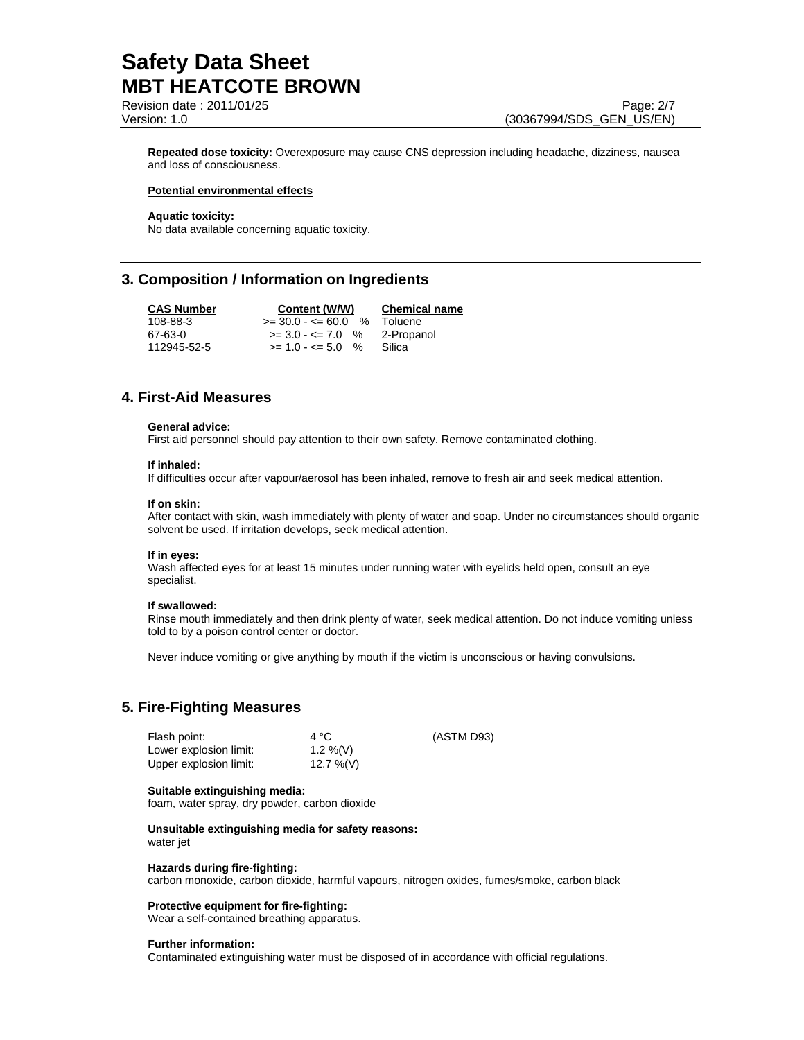**Repeated dose toxicity:** Overexposure may cause CNS depression including headache, dizziness, nausea and loss of consciousness.

**Potential environmental effects**

**Aquatic toxicity:**
No data available concerning aquatic toxicity.

## 3. Composition / Information on Ingredients

| CAS Number | Content (W/W) | Chemical name |
|---|---|---|
| 108-88-3 | >= 30.0 - <= 60.0 % | Toluene |
| 67-63-0 | >= 3.0 - <= 7.0 % | 2-Propanol |
| 112945-52-5 | >= 1.0 - <= 5.0 % | Silica |

## 4. First-Aid Measures

**General advice:**
First aid personnel should pay attention to their own safety. Remove contaminated clothing.

**If inhaled:**
If difficulties occur after vapour/aerosol has been inhaled, remove to fresh air and seek medical attention.

**If on skin:**
After contact with skin, wash immediately with plenty of water and soap. Under no circumstances should organic solvent be used. If irritation develops, seek medical attention.

**If in eyes:**
Wash affected eyes for at least 15 minutes under running water with eyelids held open, consult an eye specialist.

**If swallowed:**
Rinse mouth immediately and then drink plenty of water, seek medical attention. Do not induce vomiting unless told to by a poison control center or doctor.

Never induce vomiting or give anything by mouth if the victim is unconscious or having convulsions.

## 5. Fire-Fighting Measures

| | | |
|---|---|---|
| Flash point: | 4 °C | (ASTM D93) |
| Lower explosion limit: | 1.2 %(V) | |
| Upper explosion limit: | 12.7 %(V) | |

**Suitable extinguishing media:**
foam, water spray, dry powder, carbon dioxide

**Unsuitable extinguishing media for safety reasons:**
water jet

**Hazards during fire-fighting:**
carbon monoxide, carbon dioxide, harmful vapours, nitrogen oxides, fumes/smoke, carbon black

**Protective equipment for fire-fighting:**
Wear a self-contained breathing apparatus.

**Further information:**
Contaminated extinguishing water must be disposed of in accordance with official regulations.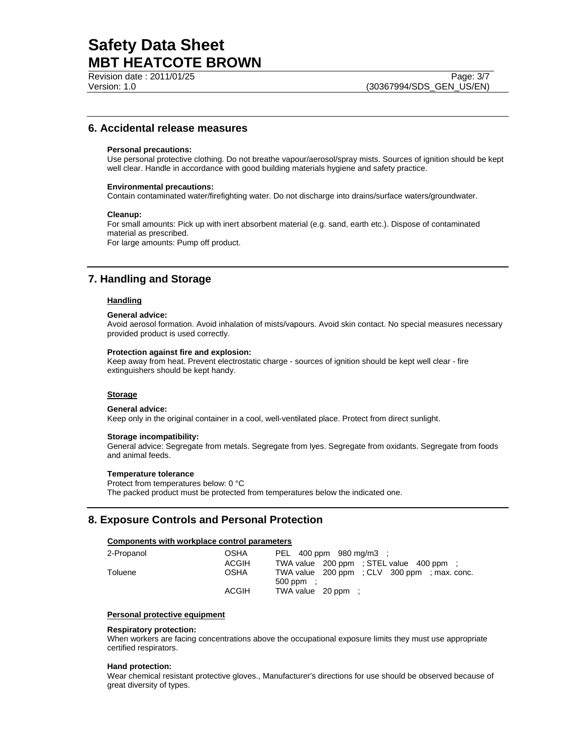## 6. Accidental release measures

**Personal precautions:**
Use personal protective clothing. Do not breathe vapour/aerosol/spray mists. Sources of ignition should be kept well clear. Handle in accordance with good building materials hygiene and safety practice.

**Environmental precautions:**
Contain contaminated water/firefighting water. Do not discharge into drains/surface waters/groundwater.

**Cleanup:**
For small amounts: Pick up with inert absorbent material (e.g. sand, earth etc.). Dispose of contaminated material as prescribed.
For large amounts: Pump off product.

## 7. Handling and Storage

### Handling

**General advice:**
Avoid aerosol formation. Avoid inhalation of mists/vapours. Avoid skin contact. No special measures necessary provided product is used correctly.

**Protection against fire and explosion:**
Keep away from heat. Prevent electrostatic charge - sources of ignition should be kept well clear - fire extinguishers should be kept handy.

### Storage

**General advice:**
Keep only in the original container in a cool, well-ventilated place. Protect from direct sunlight.

**Storage incompatibility:**
General advice: Segregate from metals. Segregate from lyes. Segregate from oxidants. Segregate from foods and animal feeds.

**Temperature tolerance**
Protect from temperatures below: 0 °C
The packed product must be protected from temperatures below the indicated one.

## 8. Exposure Controls and Personal Protection

### Components with workplace control parameters

| | | |
|---|---|---|
| 2-Propanol | OSHA | PEL 400 ppm 980 mg/m3 ; |
| | ACGIH | TWA value 200 ppm ; STEL value 400 ppm ; |
| Toluene | OSHA | TWA value 200 ppm ; CLV 300 ppm ; max. conc. 500 ppm ; |
| | ACGIH | TWA value 20 ppm ; |

### Personal protective equipment

**Respiratory protection:**
When workers are facing concentrations above the occupational exposure limits they must use appropriate certified respirators.

**Hand protection:**
Wear chemical resistant protective gloves., Manufacturer's directions for use should be observed because of great diversity of types.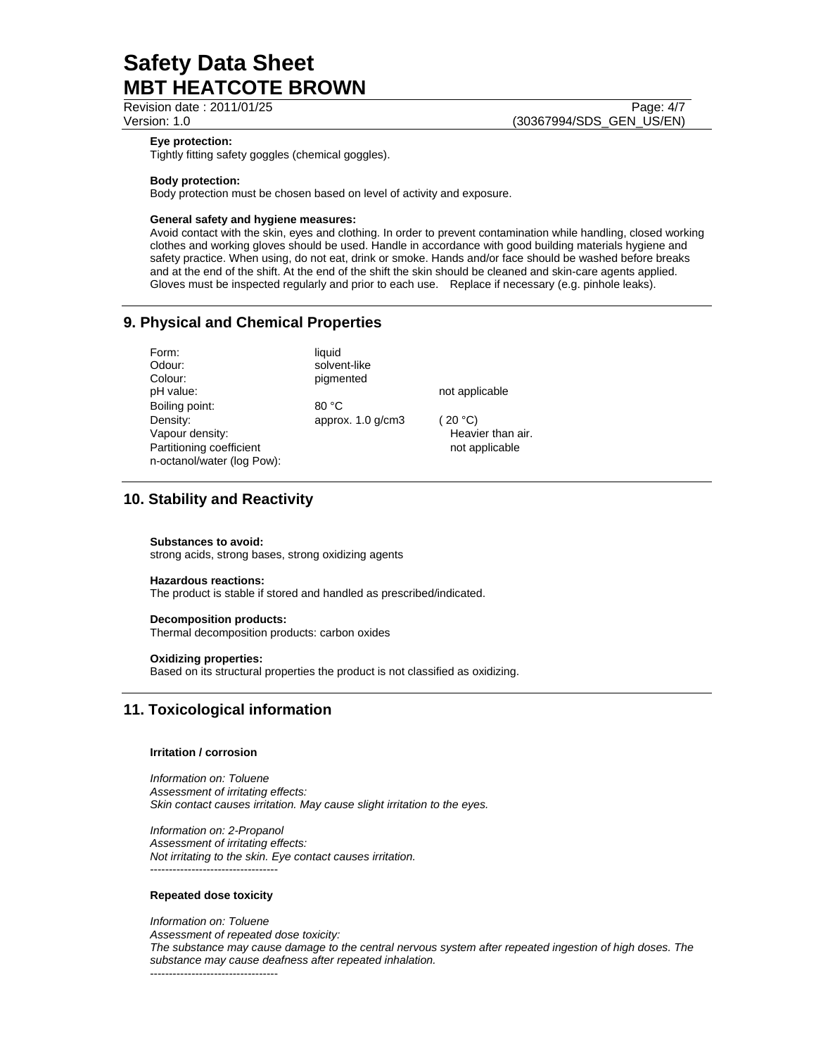**Eye protection:**
Tightly fitting safety goggles (chemical goggles).

**Body protection:**
Body protection must be chosen based on level of activity and exposure.

**General safety and hygiene measures:**
Avoid contact with the skin, eyes and clothing. In order to prevent contamination while handling, closed working clothes and working gloves should be used. Handle in accordance with good building materials hygiene and safety practice. When using, do not eat, drink or smoke. Hands and/or face should be washed before breaks and at the end of the shift. At the end of the shift the skin should be cleaned and skin-care agents applied. Gloves must be inspected regularly and prior to each use. Replace if necessary (e.g. pinhole leaks).

## 9. Physical and Chemical Properties

| | | |
|---|---|---|
| Form: | liquid | |
| Odour: | solvent-like | |
| Colour: | pigmented | |
| pH value: | | not applicable |
| Boiling point: | 80 °C | |
| Density: | approx. 1.0 g/cm3 | ( 20 °C) |
| Vapour density: | | Heavier than air. |
| Partitioning coefficient n-octanol/water (log Pow): | | not applicable |

## 10. Stability and Reactivity

**Substances to avoid:**
strong acids, strong bases, strong oxidizing agents

**Hazardous reactions:**
The product is stable if stored and handled as prescribed/indicated.

**Decomposition products:**
Thermal decomposition products: carbon oxides

**Oxidizing properties:**
Based on its structural properties the product is not classified as oxidizing.

## 11. Toxicological information

**Irritation / corrosion**

*Information on: Toluene*
*Assessment of irritating effects:*
*Skin contact causes irritation. May cause slight irritation to the eyes.*

*Information on: 2-Propanol*
*Assessment of irritating effects:*
*Not irritating to the skin. Eye contact causes irritation.*
----------------------------------

**Repeated dose toxicity**

*Information on: Toluene*
*Assessment of repeated dose toxicity:*
*The substance may cause damage to the central nervous system after repeated ingestion of high doses. The substance may cause deafness after repeated inhalation.*
----------------------------------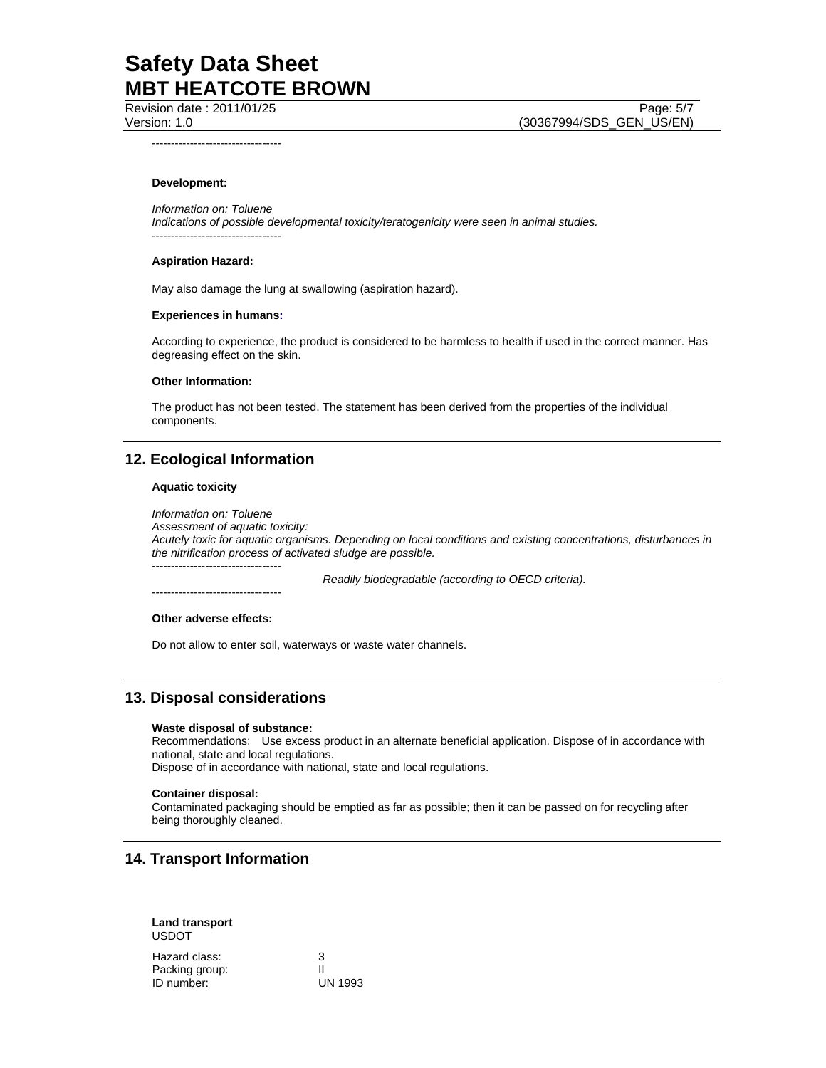----------------------------------

**Development:**

*Information on: Toluene*
*Indications of possible developmental toxicity/teratogenicity were seen in animal studies.*
----------------------------------

**Aspiration Hazard:**

May also damage the lung at swallowing (aspiration hazard).

**Experiences in humans:**

According to experience, the product is considered to be harmless to health if used in the correct manner. Has degreasing effect on the skin.

**Other Information:**

The product has not been tested. The statement has been derived from the properties of the individual components.

## 12. Ecological Information

**Aquatic toxicity**

*Information on: Toluene*
*Assessment of aquatic toxicity:*
*Acutely toxic for aquatic organisms. Depending on local conditions and existing concentrations, disturbances in the nitrification process of activated sludge are possible.*
----------------------------------

*Readily biodegradable (according to OECD criteria).*

----------------------------------

**Other adverse effects:**

Do not allow to enter soil, waterways or waste water channels.

## 13. Disposal considerations

**Waste disposal of substance:**
Recommendations: Use excess product in an alternate beneficial application. Dispose of in accordance with national, state and local regulations.
Dispose of in accordance with national, state and local regulations.

**Container disposal:**
Contaminated packaging should be emptied as far as possible; then it can be passed on for recycling after being thoroughly cleaned.

## 14. Transport Information

**Land transport**
USDOT

| | |
|---|---|
| Hazard class: | 3 |
| Packing group: | II |
| ID number: | UN 1993 |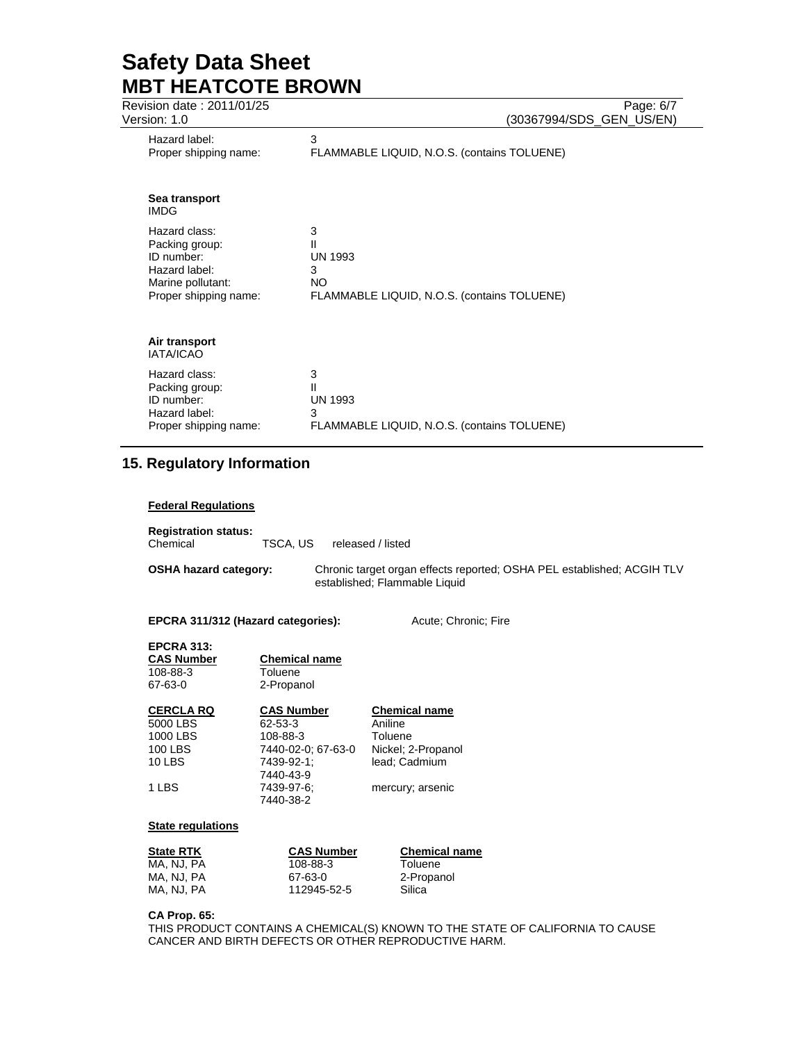| | |
|---|---|
| Hazard label: | 3 |
| Proper shipping name: | FLAMMABLE LIQUID, N.O.S. (contains TOLUENE) |

**Sea transport**
IMDG

| | |
|---|---|
| Hazard class: | 3 |
| Packing group: | II |
| ID number: | UN 1993 |
| Hazard label: | 3 |
| Marine pollutant: | NO |
| Proper shipping name: | FLAMMABLE LIQUID, N.O.S. (contains TOLUENE) |

**Air transport**
IATA/ICAO

| | |
|---|---|
| Hazard class: | 3 |
| Packing group: | II |
| ID number: | UN 1993 |
| Hazard label: | 3 |
| Proper shipping name: | FLAMMABLE LIQUID, N.O.S. (contains TOLUENE) |

## 15. Regulatory Information

**Federal Regulations**

**Registration status:**

| | | |
|---|---|---|
| Chemical | TSCA, US | released / listed |

**OSHA hazard category:** Chronic target organ effects reported; OSHA PEL established; ACGIH TLV established; Flammable Liquid

**EPCRA 311/312 (Hazard categories):** Acute; Chronic; Fire

**EPCRA 313:**

| CAS Number | Chemical name |
|---|---|
| 108-88-3 | Toluene |
| 67-63-0 | 2-Propanol |

| CERCLA RQ | CAS Number | Chemical name |
|---|---|---|
| 5000 LBS | 62-53-3 | Aniline |
| 1000 LBS | 108-88-3 | Toluene |
| 100 LBS | 7440-02-0; 67-63-0 | Nickel; 2-Propanol |
| 10 LBS | 7439-92-1; 7440-43-9 | lead; Cadmium |
| 1 LBS | 7439-97-6; 7440-38-2 | mercury; arsenic |

**State regulations**

| State RTK | CAS Number | Chemical name |
|---|---|---|
| MA, NJ, PA | 108-88-3 | Toluene |
| MA, NJ, PA | 67-63-0 | 2-Propanol |
| MA, NJ, PA | 112945-52-5 | Silica |

**CA Prop. 65:**
THIS PRODUCT CONTAINS A CHEMICAL(S) KNOWN TO THE STATE OF CALIFORNIA TO CAUSE CANCER AND BIRTH DEFECTS OR OTHER REPRODUCTIVE HARM.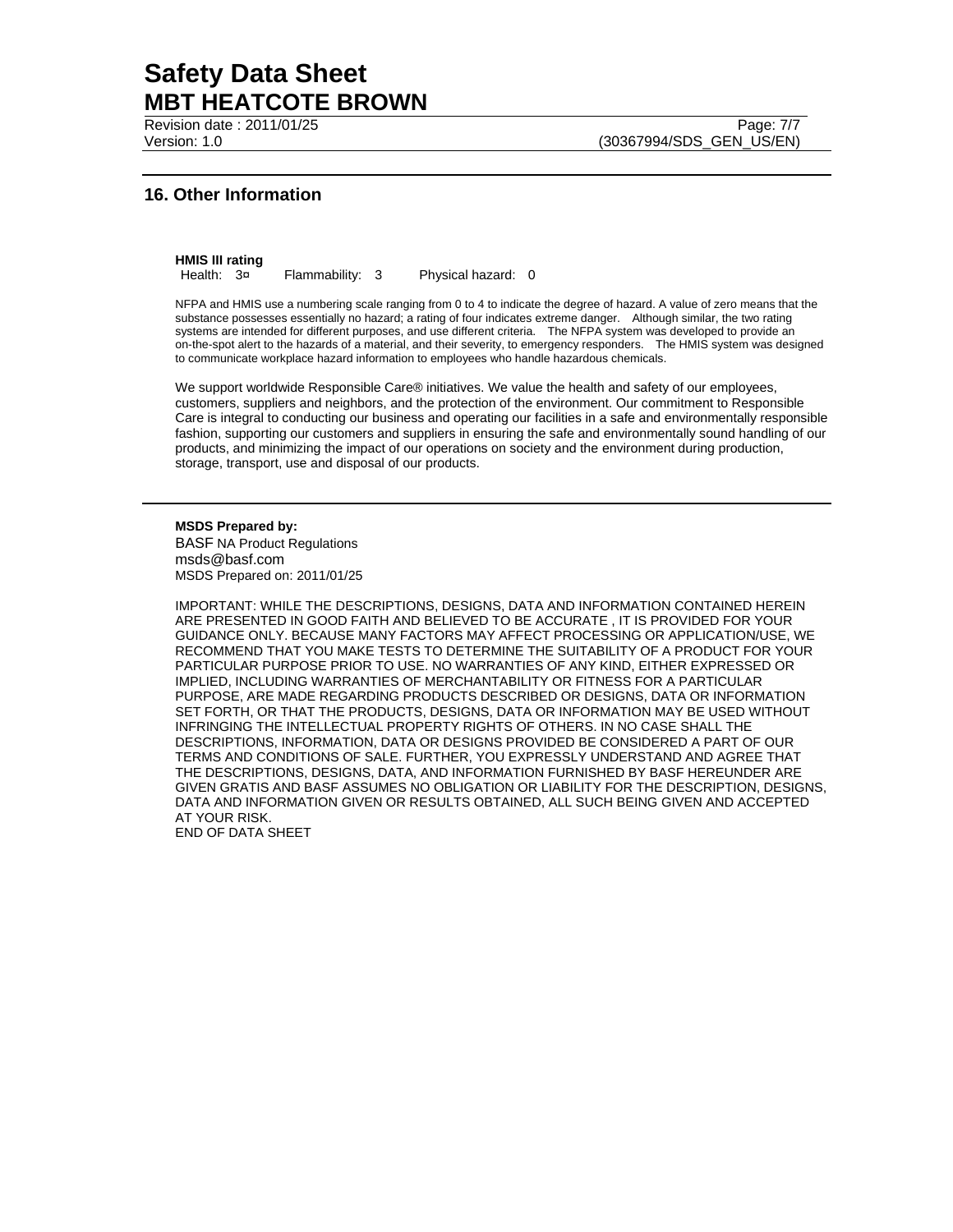## 16. Other Information

**HMIS III rating**

Health: 3¤ Flammability: 3 Physical hazard: 0

NFPA and HMIS use a numbering scale ranging from 0 to 4 to indicate the degree of hazard. A value of zero means that the substance possesses essentially no hazard; a rating of four indicates extreme danger. Although similar, the two rating systems are intended for different purposes, and use different criteria. The NFPA system was developed to provide an on-the-spot alert to the hazards of a material, and their severity, to emergency responders. The HMIS system was designed to communicate workplace hazard information to employees who handle hazardous chemicals.

We support worldwide Responsible Care® initiatives. We value the health and safety of our employees, customers, suppliers and neighbors, and the protection of the environment. Our commitment to Responsible Care is integral to conducting our business and operating our facilities in a safe and environmentally responsible fashion, supporting our customers and suppliers in ensuring the safe and environmentally sound handling of our products, and minimizing the impact of our operations on society and the environment during production, storage, transport, use and disposal of our products.

---

**MSDS Prepared by:**
BASF NA Product Regulations
msds@basf.com
MSDS Prepared on: 2011/01/25

IMPORTANT: WHILE THE DESCRIPTIONS, DESIGNS, DATA AND INFORMATION CONTAINED HEREIN ARE PRESENTED IN GOOD FAITH AND BELIEVED TO BE ACCURATE , IT IS PROVIDED FOR YOUR GUIDANCE ONLY. BECAUSE MANY FACTORS MAY AFFECT PROCESSING OR APPLICATION/USE, WE RECOMMEND THAT YOU MAKE TESTS TO DETERMINE THE SUITABILITY OF A PRODUCT FOR YOUR PARTICULAR PURPOSE PRIOR TO USE. NO WARRANTIES OF ANY KIND, EITHER EXPRESSED OR IMPLIED, INCLUDING WARRANTIES OF MERCHANTABILITY OR FITNESS FOR A PARTICULAR PURPOSE, ARE MADE REGARDING PRODUCTS DESCRIBED OR DESIGNS, DATA OR INFORMATION SET FORTH, OR THAT THE PRODUCTS, DESIGNS, DATA OR INFORMATION MAY BE USED WITHOUT INFRINGING THE INTELLECTUAL PROPERTY RIGHTS OF OTHERS. IN NO CASE SHALL THE DESCRIPTIONS, INFORMATION, DATA OR DESIGNS PROVIDED BE CONSIDERED A PART OF OUR TERMS AND CONDITIONS OF SALE. FURTHER, YOU EXPRESSLY UNDERSTAND AND AGREE THAT THE DESCRIPTIONS, DESIGNS, DATA, AND INFORMATION FURNISHED BY BASF HEREUNDER ARE GIVEN GRATIS AND BASF ASSUMES NO OBLIGATION OR LIABILITY FOR THE DESCRIPTION, DESIGNS, DATA AND INFORMATION GIVEN OR RESULTS OBTAINED, ALL SUCH BEING GIVEN AND ACCEPTED AT YOUR RISK.
END OF DATA SHEET